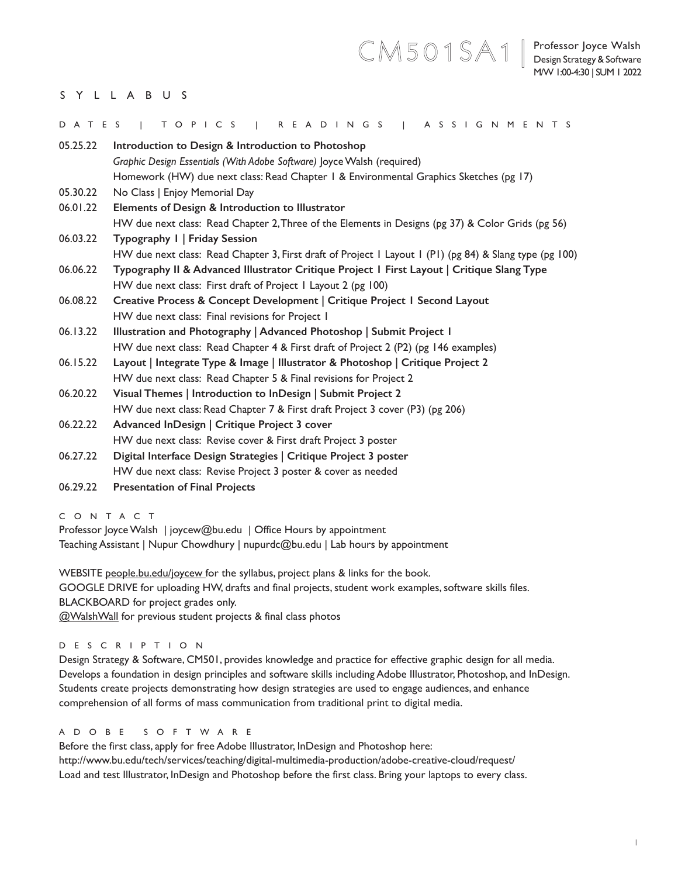# CM501SA1

Professor Joyce Walsh
Design Strategy & Software
M/W 1:00-4:30 | SUM 1 2022

## S Y L L A B U S

D A T E S | T O P I C S | R E A D I N G S | A S S I G N M E N T S

**05.25.22** **Introduction to Design & Introduction to Photoshop**
*Graphic Design Essentials (With Adobe Software)* Joyce Walsh (required)
Homework (HW) due next class: Read Chapter 1 & Environmental Graphics Sketches (pg 17)

**05.30.22** No Class | Enjoy Memorial Day

**06.01.22** **Elements of Design & Introduction to Illustrator**
HW due next class: Read Chapter 2, Three of the Elements in Designs (pg 37) & Color Grids (pg 56)

**06.03.22** **Typography 1 | Friday Session**
HW due next class: Read Chapter 3, First draft of Project 1 Layout 1 (P1) (pg 84) & Slang type (pg 100)

**06.06.22** **Typography II & Advanced Illustrator Critique Project 1 First Layout | Critique Slang Type**
HW due next class: First draft of Project 1 Layout 2 (pg 100)

**06.08.22** **Creative Process & Concept Development | Critique Project 1 Second Layout**
HW due next class: Final revisions for Project 1

**06.13.22** **Illustration and Photography | Advanced Photoshop | Submit Project 1**
HW due next class: Read Chapter 4 & First draft of Project 2 (P2) (pg 146 examples)

**06.15.22** **Layout | Integrate Type & Image | Illustrator & Photoshop | Critique Project 2**
HW due next class: Read Chapter 5 & Final revisions for Project 2

**06.20.22** **Visual Themes | Introduction to InDesign | Submit Project 2**
HW due next class: Read Chapter 7 & First draft Project 3 cover (P3) (pg 206)

**06.22.22** **Advanced InDesign | Critique Project 3 cover**
HW due next class: Revise cover & First draft Project 3 poster

**06.27.22** **Digital Interface Design Strategies | Critique Project 3 poster**
HW due next class: Revise Project 3 poster & cover as needed

**06.29.22** **Presentation of Final Projects**

## C O N T A C T

Professor Joyce Walsh | joycew@bu.edu | Office Hours by appointment
Teaching Assistant | Nupur Chowdhury | nupurdc@bu.edu | Lab hours by appointment

WEBSITE people.bu.edu/joycew for the syllabus, project plans & links for the book.
GOOGLE DRIVE for uploading HW, drafts and final projects, student work examples, software skills files.
BLACKBOARD for project grades only.
@WalshWall for previous student projects & final class photos

## D E S C R I P T I O N

Design Strategy & Software, CM501, provides knowledge and practice for effective graphic design for all media. Develops a foundation in design principles and software skills including Adobe Illustrator, Photoshop, and InDesign. Students create projects demonstrating how design strategies are used to engage audiences, and enhance comprehension of all forms of mass communication from traditional print to digital media.

## A D O B E S O F T W A R E

Before the first class, apply for free Adobe Illustrator, InDesign and Photoshop here:
http://www.bu.edu/tech/services/teaching/digital-multimedia-production/adobe-creative-cloud/request/
Load and test Illustrator, InDesign and Photoshop before the first class. Bring your laptops to every class.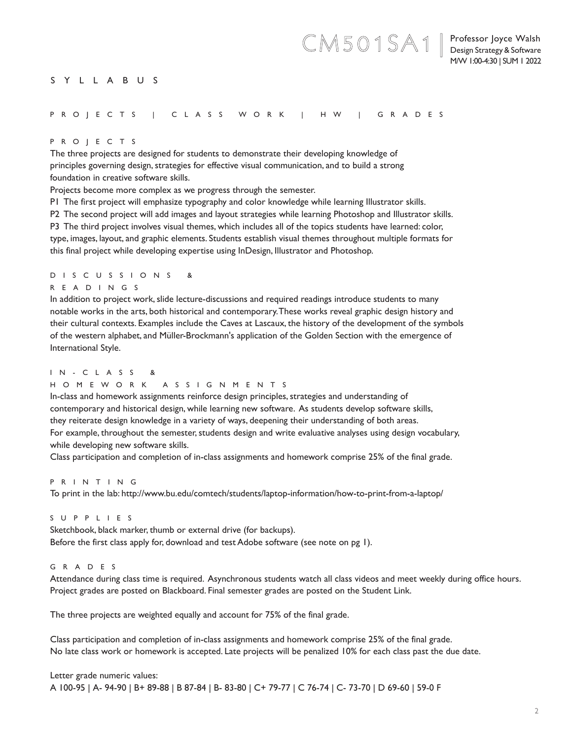# SYLLABUS

## PROJECTS | CLASS WORK | HW | GRADES

### PROJECTS

The three projects are designed for students to demonstrate their developing knowledge of principles governing design, strategies for effective visual communication, and to build a strong foundation in creative software skills.

Projects become more complex as we progress through the semester.

P1 The first project will emphasize typography and color knowledge while learning Illustrator skills.

P2 The second project will add images and layout strategies while learning Photoshop and Illustrator skills.

P3 The third project involves visual themes, which includes all of the topics students have learned: color, type, images, layout, and graphic elements. Students establish visual themes throughout multiple formats for this final project while developing expertise using InDesign, Illustrator and Photoshop.

### DISCUSSIONS & READINGS

In addition to project work, slide lecture-discussions and required readings introduce students to many notable works in the arts, both historical and contemporary. These works reveal graphic design history and their cultural contexts. Examples include the Caves at Lascaux, the history of the development of the symbols of the western alphabet, and Müller-Brockmann's application of the Golden Section with the emergence of International Style.

### IN-CLASS & HOMEWORK ASSIGNMENTS

In-class and homework assignments reinforce design principles, strategies and understanding of contemporary and historical design, while learning new software. As students develop software skills, they reiterate design knowledge in a variety of ways, deepening their understanding of both areas.

For example, throughout the semester, students design and write evaluative analyses using design vocabulary, while developing new software skills.

Class participation and completion of in-class assignments and homework comprise 25% of the final grade.

### PRINTING

To print in the lab: http://www.bu.edu/comtech/students/laptop-information/how-to-print-from-a-laptop/

### SUPPLIES

Sketchbook, black marker, thumb or external drive (for backups).

Before the first class apply for, download and test Adobe software (see note on pg 1).

### GRADES

Attendance during class time is required. Asynchronous students watch all class videos and meet weekly during office hours. Project grades are posted on Blackboard. Final semester grades are posted on the Student Link.

The three projects are weighted equally and account for 75% of the final grade.

Class participation and completion of in-class assignments and homework comprise 25% of the final grade.

No late class work or homework is accepted. Late projects will be penalized 10% for each class past the due date.

Letter grade numeric values:

A 100-95 | A- 94-90 | B+ 89-88 | B 87-84 | B- 83-80 | C+ 79-77 | C 76-74 | C- 73-70 | D 69-60 | 59-0 F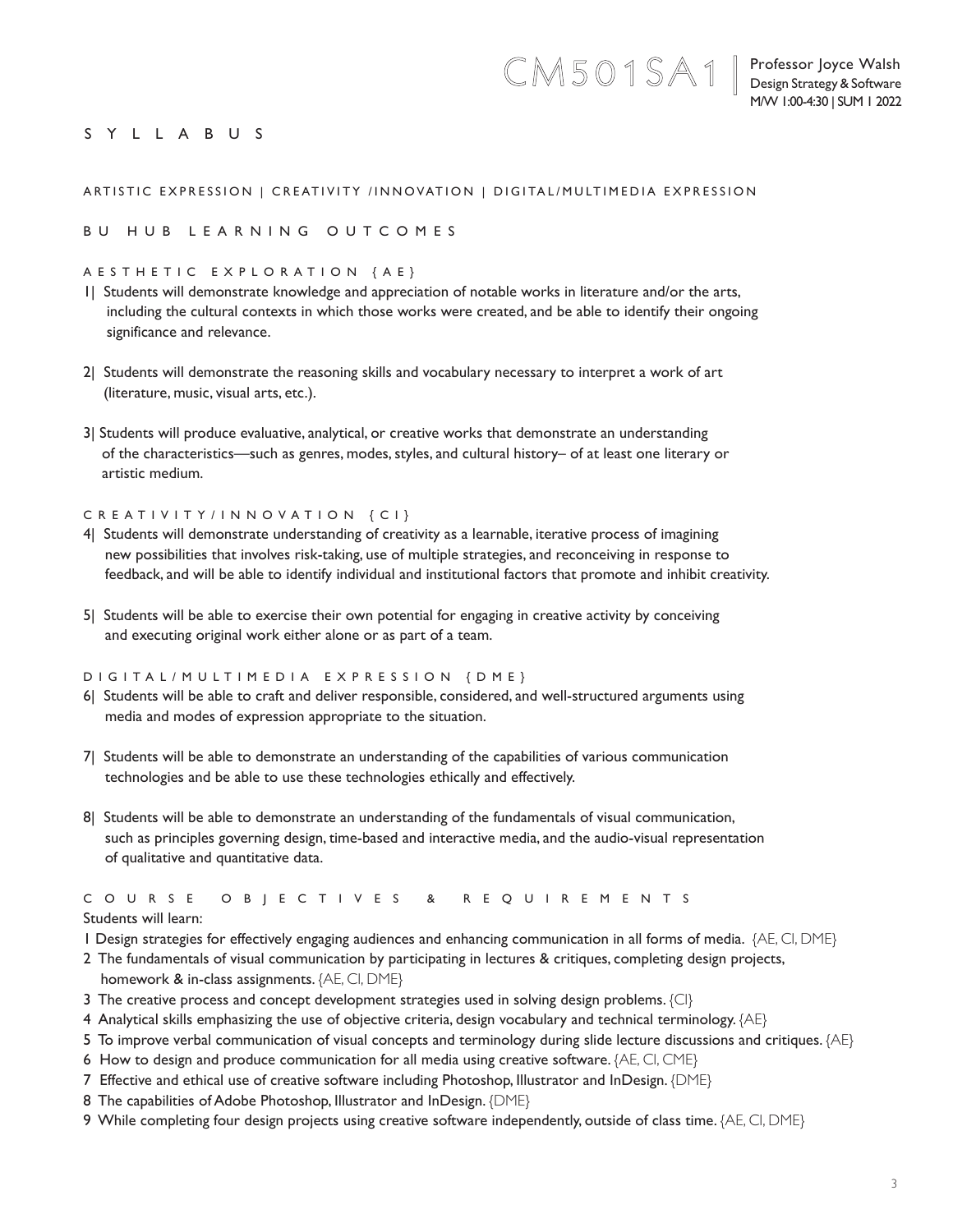CM501SA1 | Professor Joyce Walsh
Design Strategy & Software
M/W 1:00-4:30 | SUM 1 2022

# SYLLABUS

ARTISTIC EXPRESSION | CREATIVITY /INNOVATION | DIGITAL/MULTIMEDIA EXPRESSION

## BU HUB LEARNING OUTCOMES

### AESTHETIC EXPLORATION {AE}

1| Students will demonstrate knowledge and appreciation of notable works in literature and/or the arts, including the cultural contexts in which those works were created, and be able to identify their ongoing significance and relevance.

2| Students will demonstrate the reasoning skills and vocabulary necessary to interpret a work of art (literature, music, visual arts, etc.).

3| Students will produce evaluative, analytical, or creative works that demonstrate an understanding of the characteristics—such as genres, modes, styles, and cultural history– of at least one literary or artistic medium.

### CREATIVITY/INNOVATION {CI}

4| Students will demonstrate understanding of creativity as a learnable, iterative process of imagining new possibilities that involves risk-taking, use of multiple strategies, and reconceiving in response to feedback, and will be able to identify individual and institutional factors that promote and inhibit creativity.

5| Students will be able to exercise their own potential for engaging in creative activity by conceiving and executing original work either alone or as part of a team.

### DIGITAL/MULTIMEDIA EXPRESSION {DME}

6| Students will be able to craft and deliver responsible, considered, and well-structured arguments using media and modes of expression appropriate to the situation.

7| Students will be able to demonstrate an understanding of the capabilities of various communication technologies and be able to use these technologies ethically and effectively.

8| Students will be able to demonstrate an understanding of the fundamentals of visual communication, such as principles governing design, time-based and interactive media, and the audio-visual representation of qualitative and quantitative data.

## COURSE OBJECTIVES & REQUIREMENTS

Students will learn:

1 Design strategies for effectively engaging audiences and enhancing communication in all forms of media. {AE, CI, DME}
2 The fundamentals of visual communication by participating in lectures & critiques, completing design projects, homework & in-class assignments. {AE, CI, DME}
3 The creative process and concept development strategies used in solving design problems. {CI}
4 Analytical skills emphasizing the use of objective criteria, design vocabulary and technical terminology. {AE}
5 To improve verbal communication of visual concepts and terminology during slide lecture discussions and critiques. {AE}
6 How to design and produce communication for all media using creative software. {AE, CI, CME}
7 Effective and ethical use of creative software including Photoshop, Illustrator and InDesign. {DME}
8 The capabilities of Adobe Photoshop, Illustrator and InDesign. {DME}
9 While completing four design projects using creative software independently, outside of class time. {AE, CI, DME}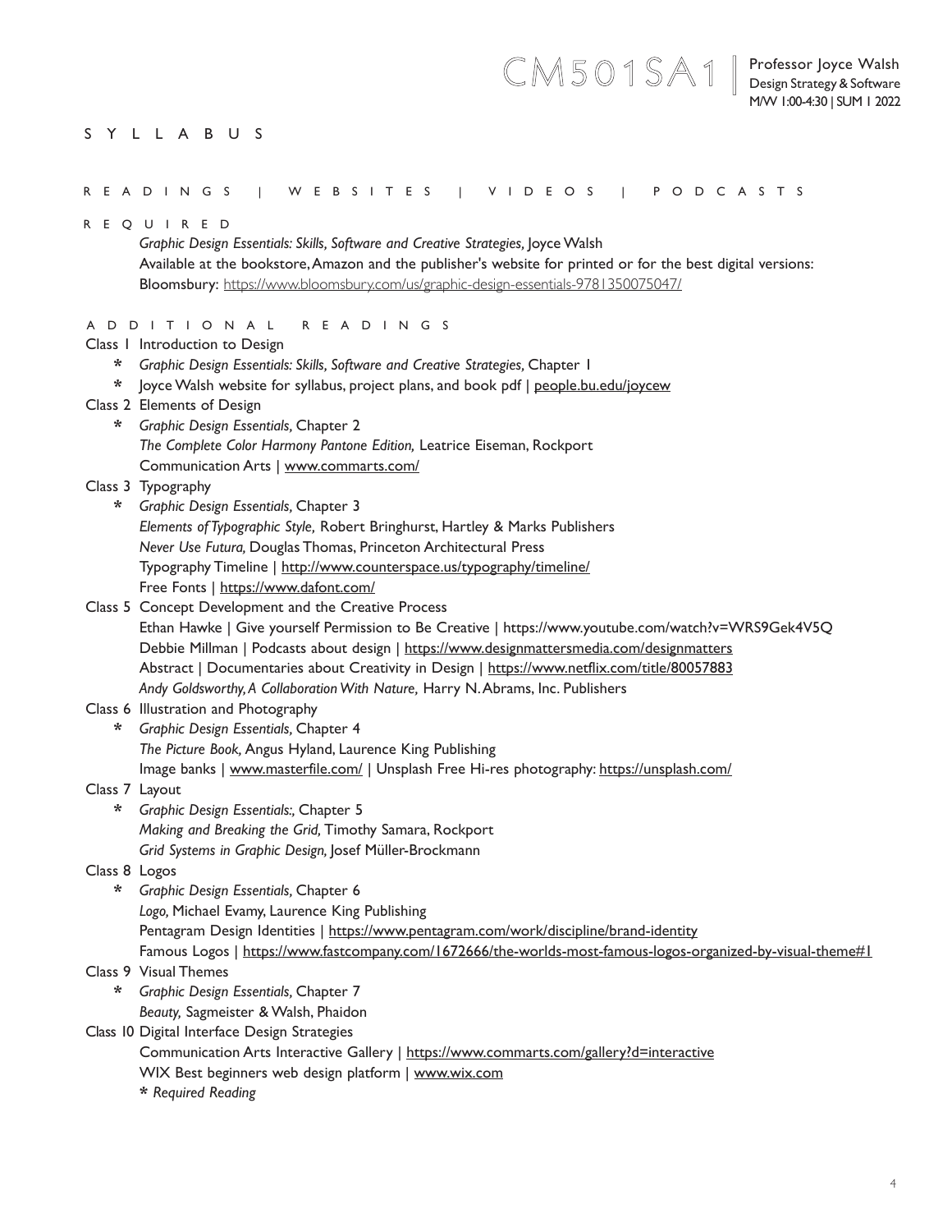# SYLLABUS

## READINGS | WEBSITES | VIDEOS | PODCASTS

### REQUIRED

*Graphic Design Essentials: Skills, Software and Creative Strategies,* Joyce Walsh
Available at the bookstore, Amazon and the publisher's website for printed or for the best digital versions:
Bloomsbury: https://www.bloomsbury.com/us/graphic-design-essentials-9781350075047/

### ADDITIONAL READINGS

Class 1 Introduction to Design
- \* *Graphic Design Essentials: Skills, Software and Creative Strategies,* Chapter 1
- \* Joyce Walsh website for syllabus, project plans, and book pdf | people.bu.edu/joycew

Class 2 Elements of Design
- \* *Graphic Design Essentials,* Chapter 2
- *The Complete Color Harmony Pantone Edition,* Leatrice Eiseman, Rockport
- Communication Arts | www.commarts.com/

Class 3 Typography
- \* *Graphic Design Essentials,* Chapter 3
- *Elements of Typographic Style,* Robert Bringhurst, Hartley & Marks Publishers
- *Never Use Futura,* Douglas Thomas, Princeton Architectural Press
- Typography Timeline | http://www.counterspace.us/typography/timeline/
- Free Fonts | https://www.dafont.com/

Class 5 Concept Development and the Creative Process
- Ethan Hawke | Give yourself Permission to Be Creative | https://www.youtube.com/watch?v=WRS9Gek4V5Q
- Debbie Millman | Podcasts about design | https://www.designmattersmedia.com/designmatters
- Abstract | Documentaries about Creativity in Design | https://www.netflix.com/title/80057883
- *Andy Goldsworthy, A Collaboration With Nature,* Harry N. Abrams, Inc. Publishers

Class 6 Illustration and Photography
- \* *Graphic Design Essentials,* Chapter 4
- *The Picture Book,* Angus Hyland, Laurence King Publishing
- Image banks | www.masterfile.com/ | Unsplash Free Hi-res photography: https://unsplash.com/

Class 7 Layout
- \* *Graphic Design Essentials:,* Chapter 5
- *Making and Breaking the Grid,* Timothy Samara, Rockport
- *Grid Systems in Graphic Design,* Josef Müller-Brockmann

Class 8 Logos
- \* *Graphic Design Essentials,* Chapter 6
- *Logo,* Michael Evamy, Laurence King Publishing
- Pentagram Design Identities | https://www.pentagram.com/work/discipline/brand-identity
- Famous Logos | https://www.fastcompany.com/1672666/the-worlds-most-famous-logos-organized-by-visual-theme#1

Class 9 Visual Themes
- \* *Graphic Design Essentials,* Chapter 7
- *Beauty,* Sagmeister & Walsh, Phaidon

Class 10 Digital Interface Design Strategies
- Communication Arts Interactive Gallery | https://www.commarts.com/gallery?d=interactive
- WIX Best beginners web design platform | www.wix.com

\* *Required Reading*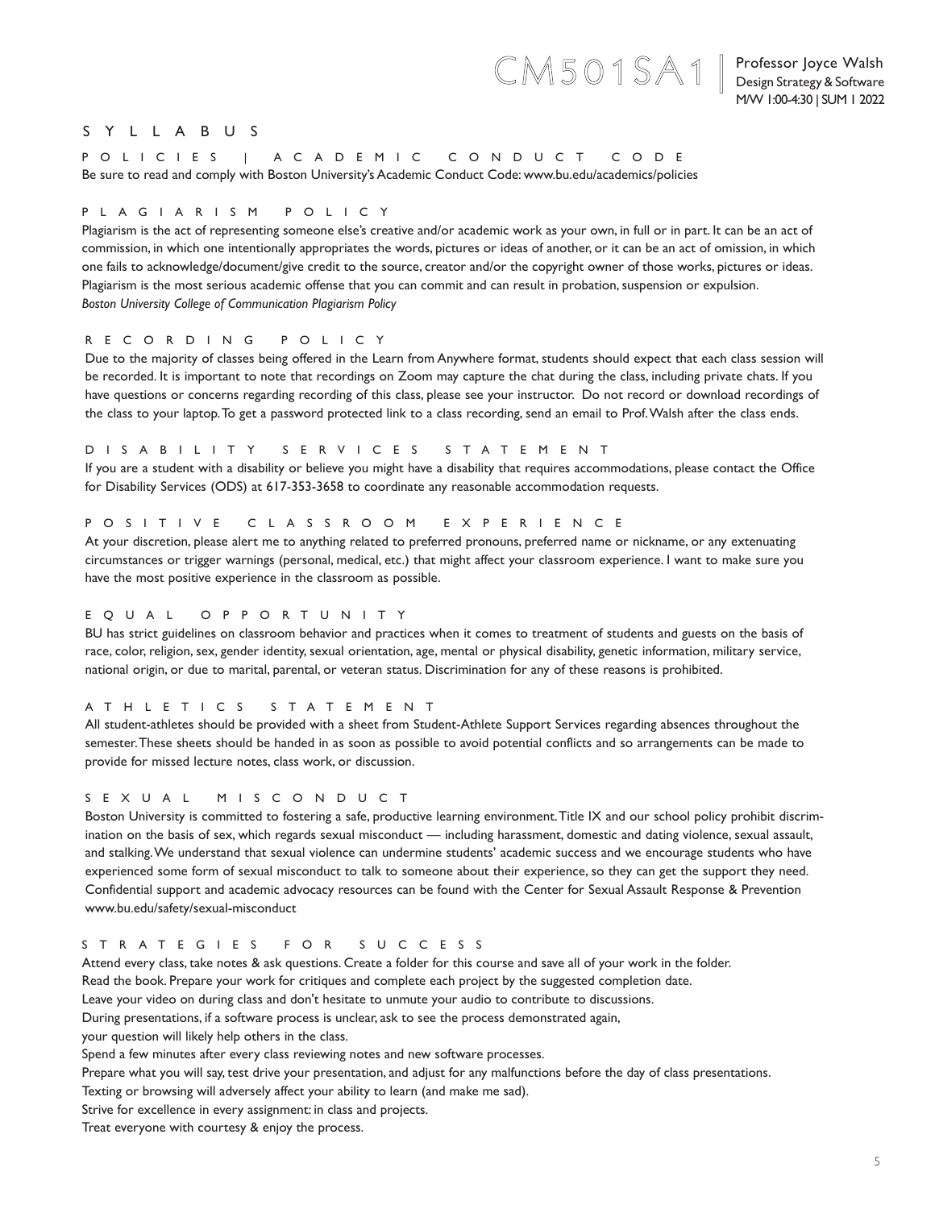# SYLLABUS

## POLICIES | ACADEMIC CONDUCT CODE

Be sure to read and comply with Boston University's Academic Conduct Code: www.bu.edu/academics/policies

## PLAGIARISM POLICY

Plagiarism is the act of representing someone else's creative and/or academic work as your own, in full or in part. It can be an act of commission, in which one intentionally appropriates the words, pictures or ideas of another, or it can be an act of omission, in which one fails to acknowledge/document/give credit to the source, creator and/or the copyright owner of those works, pictures or ideas. Plagiarism is the most serious academic offense that you can commit and can result in probation, suspension or expulsion.

*Boston University College of Communication Plagiarism Policy*

## RECORDING POLICY

Due to the majority of classes being offered in the Learn from Anywhere format, students should expect that each class session will be recorded. It is important to note that recordings on Zoom may capture the chat during the class, including private chats. If you have questions or concerns regarding recording of this class, please see your instructor. Do not record or download recordings of the class to your laptop. To get a password protected link to a class recording, send an email to Prof. Walsh after the class ends.

## DISABILITY SERVICES STATEMENT

If you are a student with a disability or believe you might have a disability that requires accommodations, please contact the Office for Disability Services (ODS) at 617-353-3658 to coordinate any reasonable accommodation requests.

## POSITIVE CLASSROOM EXPERIENCE

At your discretion, please alert me to anything related to preferred pronouns, preferred name or nickname, or any extenuating circumstances or trigger warnings (personal, medical, etc.) that might affect your classroom experience. I want to make sure you have the most positive experience in the classroom as possible.

## EQUAL OPPORTUNITY

BU has strict guidelines on classroom behavior and practices when it comes to treatment of students and guests on the basis of race, color, religion, sex, gender identity, sexual orientation, age, mental or physical disability, genetic information, military service, national origin, or due to marital, parental, or veteran status. Discrimination for any of these reasons is prohibited.

## ATHLETICS STATEMENT

All student-athletes should be provided with a sheet from Student-Athlete Support Services regarding absences throughout the semester. These sheets should be handed in as soon as possible to avoid potential conflicts and so arrangements can be made to provide for missed lecture notes, class work, or discussion.

## SEXUAL MISCONDUCT

Boston University is committed to fostering a safe, productive learning environment. Title IX and our school policy prohibit discrimination on the basis of sex, which regards sexual misconduct — including harassment, domestic and dating violence, sexual assault, and stalking. We understand that sexual violence can undermine students' academic success and we encourage students who have experienced some form of sexual misconduct to talk to someone about their experience, so they can get the support they need. Confidential support and academic advocacy resources can be found with the Center for Sexual Assault Response & Prevention www.bu.edu/safety/sexual-misconduct

## STRATEGIES FOR SUCCESS

Attend every class, take notes & ask questions. Create a folder for this course and save all of your work in the folder.
Read the book. Prepare your work for critiques and complete each project by the suggested completion date.
Leave your video on during class and don't hesitate to unmute your audio to contribute to discussions.
During presentations, if a software process is unclear, ask to see the process demonstrated again,
your question will likely help others in the class.
Spend a few minutes after every class reviewing notes and new software processes.
Prepare what you will say, test drive your presentation, and adjust for any malfunctions before the day of class presentations.
Texting or browsing will adversely affect your ability to learn (and make me sad).
Strive for excellence in every assignment: in class and projects.
Treat everyone with courtesy & enjoy the process.